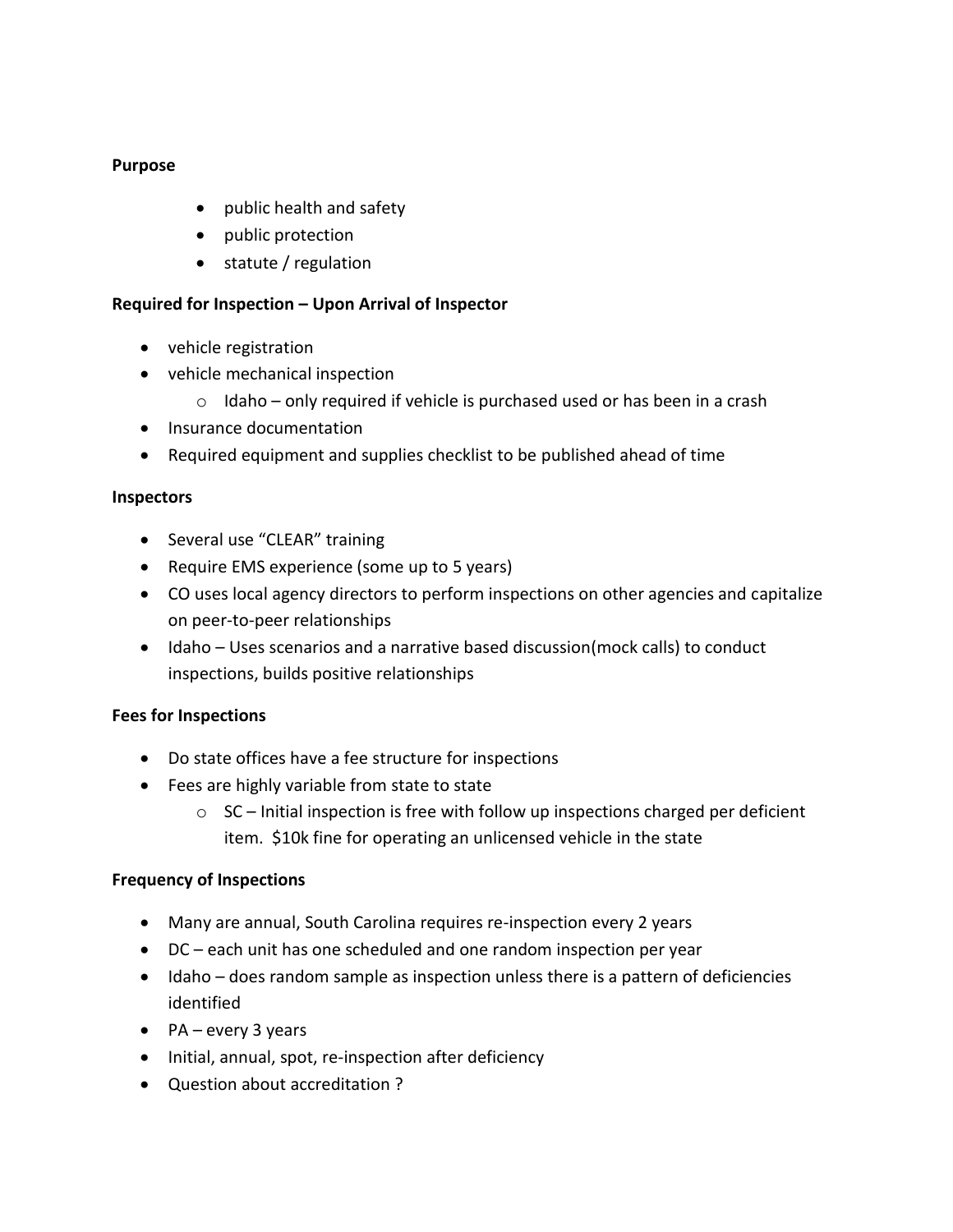**Purpose**

- public health and safety
- public protection
- statute / regulation

**Required for Inspection – Upon Arrival of Inspector**

- vehicle registration
- vehicle mechanical inspection
  - Idaho – only required if vehicle is purchased used or has been in a crash
- Insurance documentation
- Required equipment and supplies checklist to be published ahead of time

**Inspectors**

- Several use "CLEAR" training
- Require EMS experience (some up to 5 years)
- CO uses local agency directors to perform inspections on other agencies and capitalize on peer-to-peer relationships
- Idaho – Uses scenarios and a narrative based discussion(mock calls) to conduct inspections, builds positive relationships

**Fees for Inspections**

- Do state offices have a fee structure for inspections
- Fees are highly variable from state to state
  - SC – Initial inspection is free with follow up inspections charged per deficient item. $10k fine for operating an unlicensed vehicle in the state

**Frequency of Inspections**

- Many are annual, South Carolina requires re-inspection every 2 years
- DC – each unit has one scheduled and one random inspection per year
- Idaho – does random sample as inspection unless there is a pattern of deficiencies identified
- PA – every 3 years
- Initial, annual, spot, re-inspection after deficiency
- Question about accreditation ?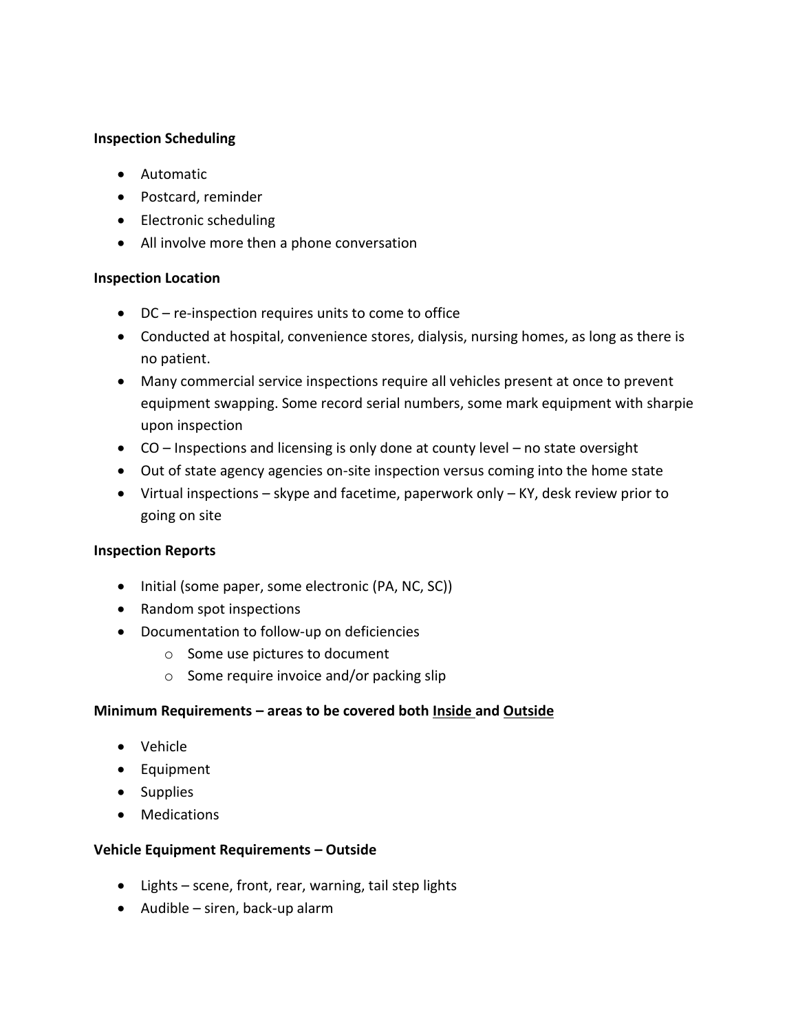**Inspection Scheduling**

- Automatic
- Postcard, reminder
- Electronic scheduling
- All involve more then a phone conversation

**Inspection Location**

- DC – re-inspection requires units to come to office
- Conducted at hospital, convenience stores, dialysis, nursing homes, as long as there is no patient.
- Many commercial service inspections require all vehicles present at once to prevent equipment swapping. Some record serial numbers, some mark equipment with sharpie upon inspection
- CO – Inspections and licensing is only done at county level – no state oversight
- Out of state agency agencies on-site inspection versus coming into the home state
- Virtual inspections – skype and facetime, paperwork only – KY, desk review prior to going on site

**Inspection Reports**

- Initial (some paper, some electronic (PA, NC, SC))
- Random spot inspections
- Documentation to follow-up on deficiencies
  - Some use pictures to document
  - Some require invoice and/or packing slip

**Minimum Requirements – areas to be covered both <u>Inside</u> and <u>Outside</u>**

- Vehicle
- Equipment
- Supplies
- Medications

**Vehicle Equipment Requirements – Outside**

- Lights – scene, front, rear, warning, tail step lights
- Audible – siren, back-up alarm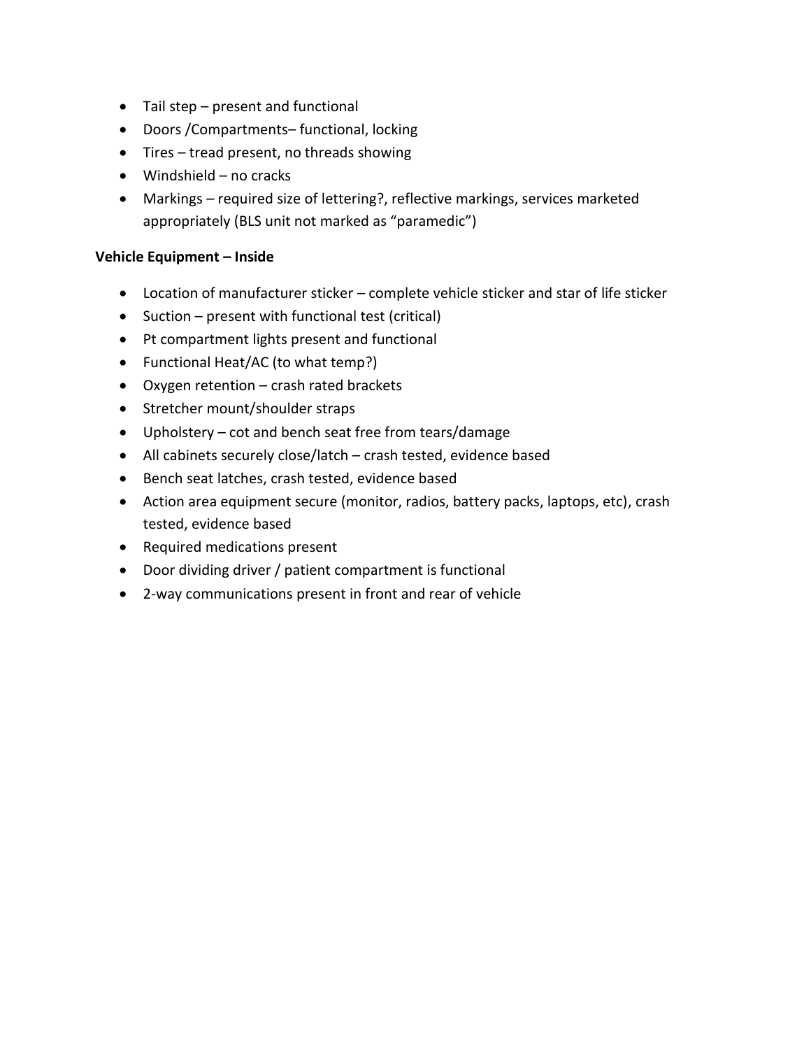- Tail step – present and functional
- Doors /Compartments– functional, locking
- Tires – tread present, no threads showing
- Windshield – no cracks
- Markings – required size of lettering?, reflective markings, services marketed appropriately (BLS unit not marked as "paramedic")

**Vehicle Equipment – Inside**

- Location of manufacturer sticker – complete vehicle sticker and star of life sticker
- Suction – present with functional test (critical)
- Pt compartment lights present and functional
- Functional Heat/AC (to what temp?)
- Oxygen retention – crash rated brackets
- Stretcher mount/shoulder straps
- Upholstery – cot and bench seat free from tears/damage
- All cabinets securely close/latch – crash tested, evidence based
- Bench seat latches, crash tested, evidence based
- Action area equipment secure (monitor, radios, battery packs, laptops, etc), crash tested, evidence based
- Required medications present
- Door dividing driver / patient compartment is functional
- 2-way communications present in front and rear of vehicle